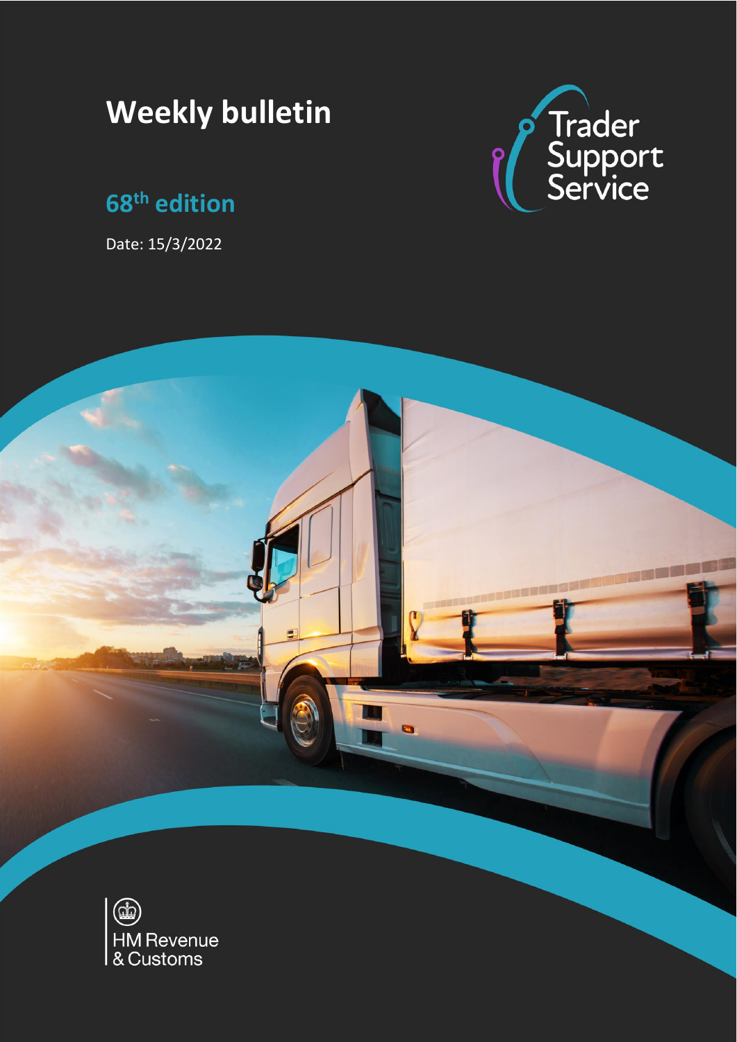# Weekly bulletin

## 68th edition

Date: 15/3/2022

Trader Support Service

HM Revenue & Customs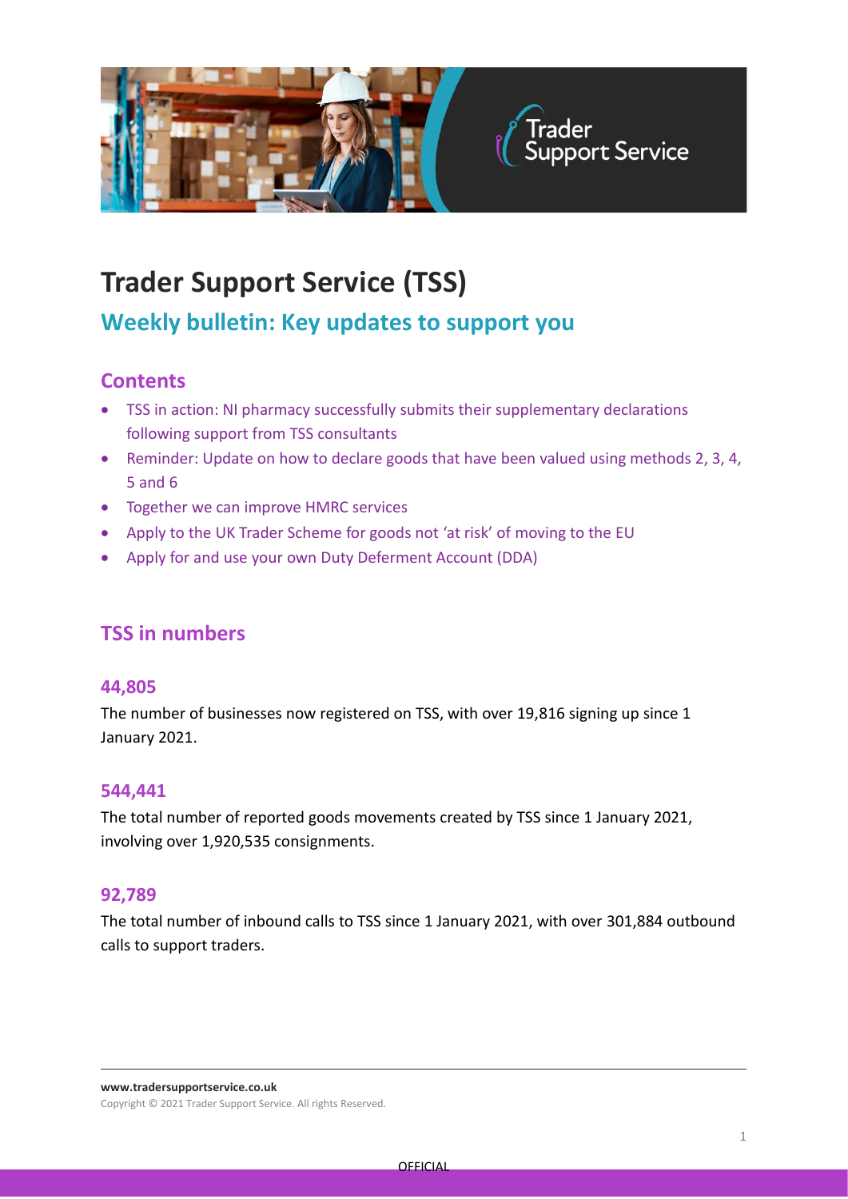# Trader Support Service (TSS)

## Weekly bulletin: Key updates to support you

### Contents

- TSS in action: NI pharmacy successfully submits their supplementary declarations following support from TSS consultants
- Reminder: Update on how to declare goods that have been valued using methods 2, 3, 4, 5 and 6
- Together we can improve HMRC services
- Apply to the UK Trader Scheme for goods not 'at risk' of moving to the EU
- Apply for and use your own Duty Deferment Account (DDA)

### TSS in numbers

#### 44,805

The number of businesses now registered on TSS, with over 19,816 signing up since 1 January 2021.

#### 544,441

The total number of reported goods movements created by TSS since 1 January 2021, involving over 1,920,535 consignments.

#### 92,789

The total number of inbound calls to TSS since 1 January 2021, with over 301,884 outbound calls to support traders.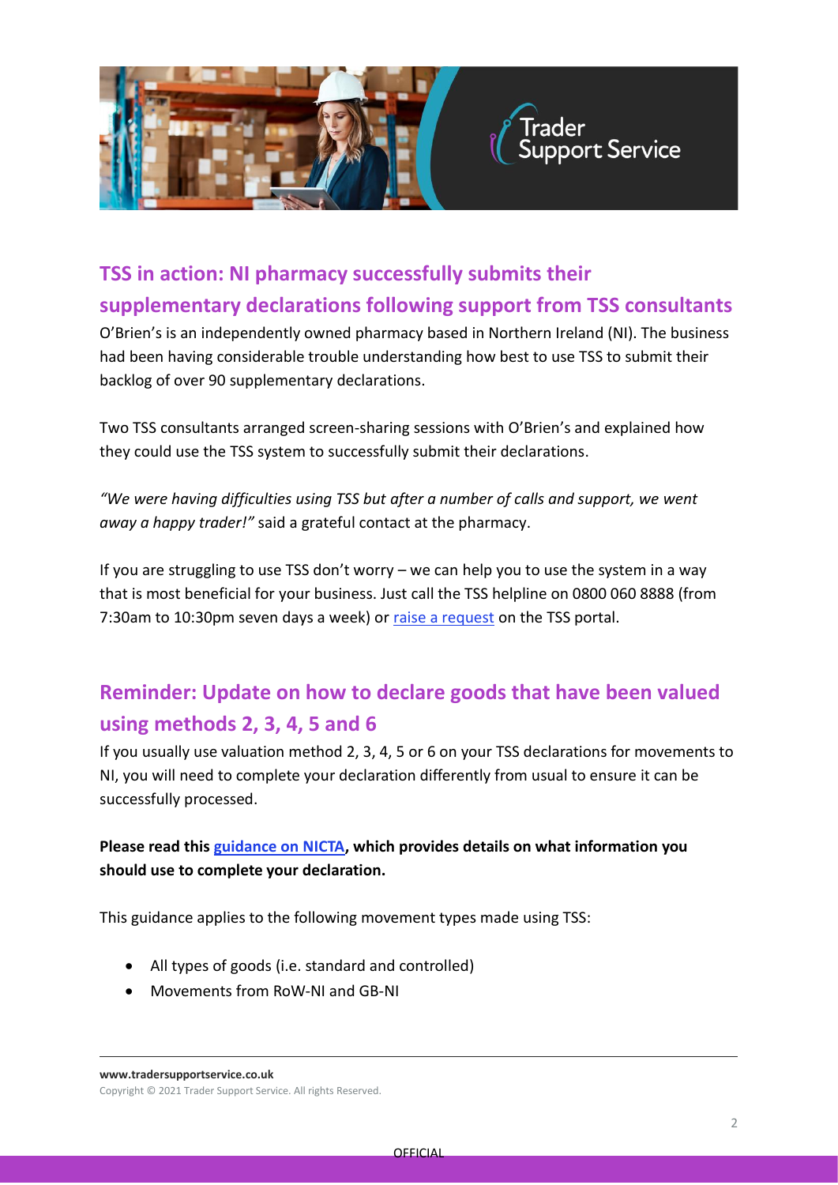## TSS in action: NI pharmacy successfully submits their supplementary declarations following support from TSS consultants

O'Brien's is an independently owned pharmacy based in Northern Ireland (NI). The business had been having considerable trouble understanding how best to use TSS to submit their backlog of over 90 supplementary declarations.

Two TSS consultants arranged screen-sharing sessions with O'Brien's and explained how they could use the TSS system to successfully submit their declarations.

*"We were having difficulties using TSS but after a number of calls and support, we went away a happy trader!"* said a grateful contact at the pharmacy.

If you are struggling to use TSS don't worry – we can help you to use the system in a way that is most beneficial for your business. Just call the TSS helpline on 0800 060 8888 (from 7:30am to 10:30pm seven days a week) or raise a request on the TSS portal.

## Reminder: Update on how to declare goods that have been valued using methods 2, 3, 4, 5 and 6

If you usually use valuation method 2, 3, 4, 5 or 6 on your TSS declarations for movements to NI, you will need to complete your declaration differently from usual to ensure it can be successfully processed.

**Please read this guidance on NICTA, which provides details on what information you should use to complete your declaration.**

This guidance applies to the following movement types made using TSS:

- All types of goods (i.e. standard and controlled)
- Movements from RoW-NI and GB-NI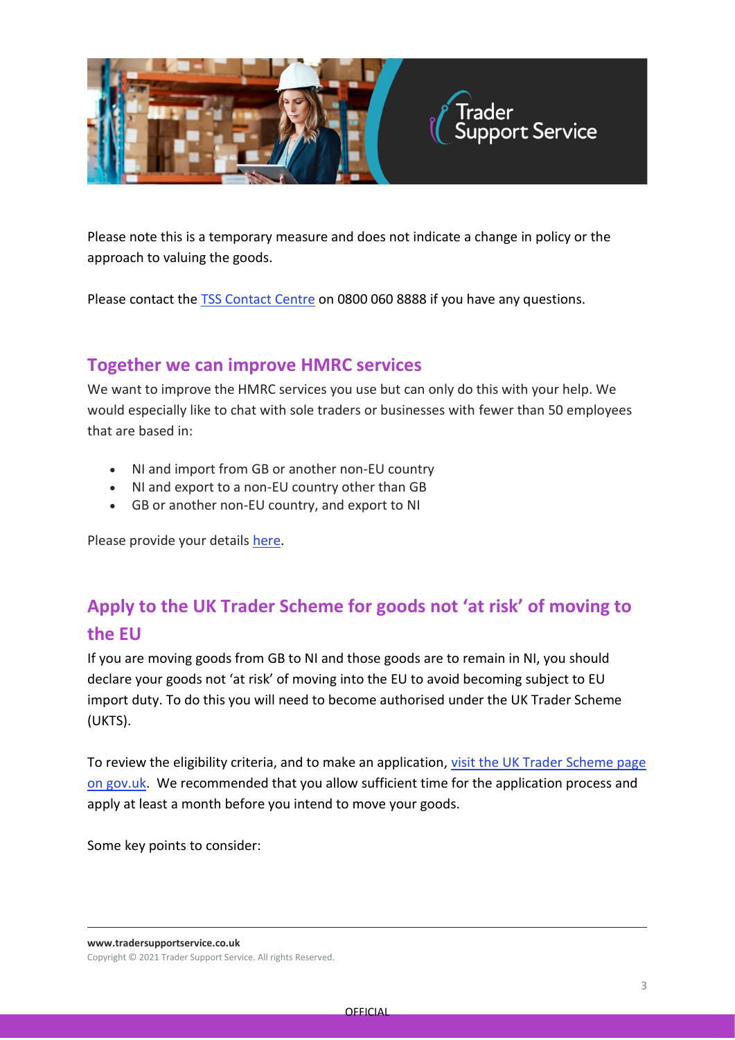Please note this is a temporary measure and does not indicate a change in policy or the approach to valuing the goods.

Please contact the [TSS Contact Centre]() on 0800 060 8888 if you have any questions.

## Together we can improve HMRC services

We want to improve the HMRC services you use but can only do this with your help. We would especially like to chat with sole traders or businesses with fewer than 50 employees that are based in:

- NI and import from GB or another non-EU country
- NI and export to a non-EU country other than GB
- GB or another non-EU country, and export to NI

Please provide your details [here]().

## Apply to the UK Trader Scheme for goods not 'at risk' of moving to the EU

If you are moving goods from GB to NI and those goods are to remain in NI, you should declare your goods not 'at risk' of moving into the EU to avoid becoming subject to EU import duty. To do this you will need to become authorised under the UK Trader Scheme (UKTS).

To review the eligibility criteria, and to make an application, [visit the UK Trader Scheme page on gov.uk](). We recommended that you allow sufficient time for the application process and apply at least a month before you intend to move your goods.

Some key points to consider: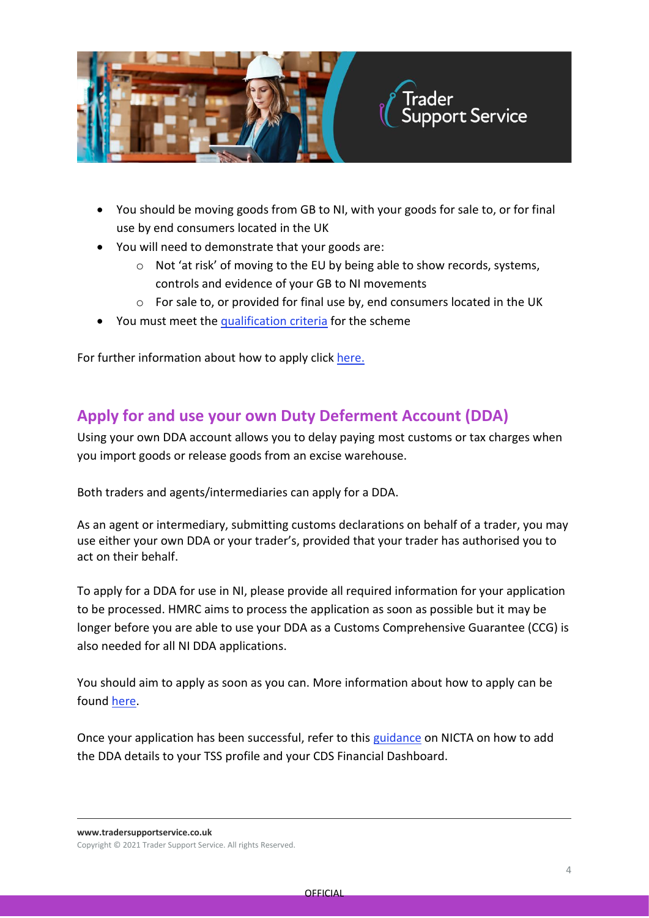- You should be moving goods from GB to NI, with your goods for sale to, or for final use by end consumers located in the UK
- You will need to demonstrate that your goods are:
    - Not 'at risk' of moving to the EU by being able to show records, systems, controls and evidence of your GB to NI movements
    - For sale to, or provided for final use by, end consumers located in the UK
- You must meet the qualification criteria for the scheme

For further information about how to apply click here.

## Apply for and use your own Duty Deferment Account (DDA)

Using your own DDA account allows you to delay paying most customs or tax charges when you import goods or release goods from an excise warehouse.

Both traders and agents/intermediaries can apply for a DDA.

As an agent or intermediary, submitting customs declarations on behalf of a trader, you may use either your own DDA or your trader's, provided that your trader has authorised you to act on their behalf.

To apply for a DDA for use in NI, please provide all required information for your application to be processed. HMRC aims to process the application as soon as possible but it may be longer before you are able to use your DDA as a Customs Comprehensive Guarantee (CCG) is also needed for all NI DDA applications.

You should aim to apply as soon as you can. More information about how to apply can be found here.

Once your application has been successful, refer to this guidance on NICTA on how to add the DDA details to your TSS profile and your CDS Financial Dashboard.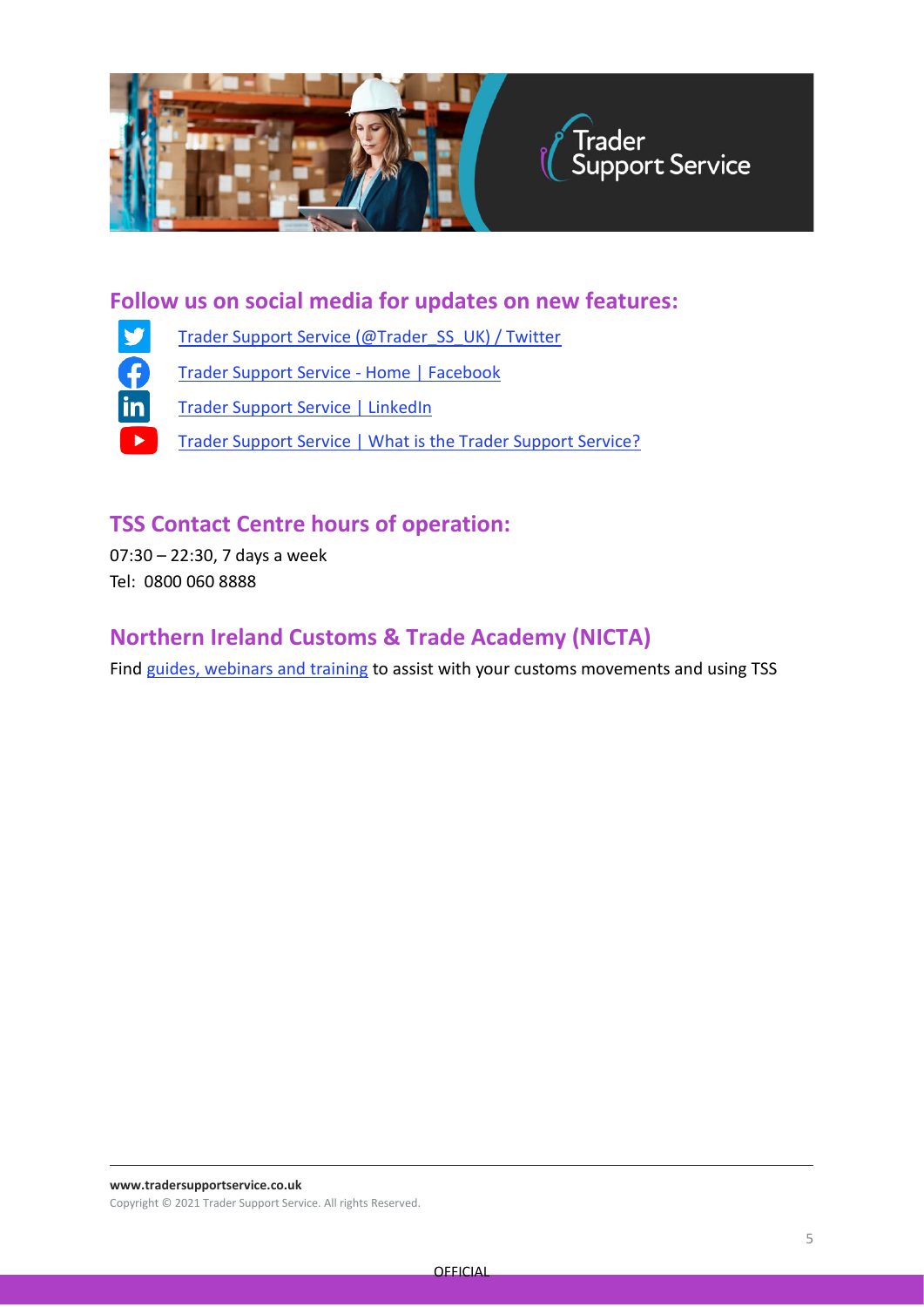## Follow us on social media for updates on new features:

- Trader Support Service (@Trader_SS_UK) / Twitter
- Trader Support Service - Home | Facebook
- Trader Support Service | LinkedIn
- Trader Support Service | What is the Trader Support Service?

## TSS Contact Centre hours of operation:

07:30 – 22:30, 7 days a week
Tel: 0800 060 8888

## Northern Ireland Customs & Trade Academy (NICTA)

Find guides, webinars and training to assist with your customs movements and using TSS

**www.tradersupportservice.co.uk**
Copyright © 2021 Trader Support Service. All rights Reserved.

OFFICIAL